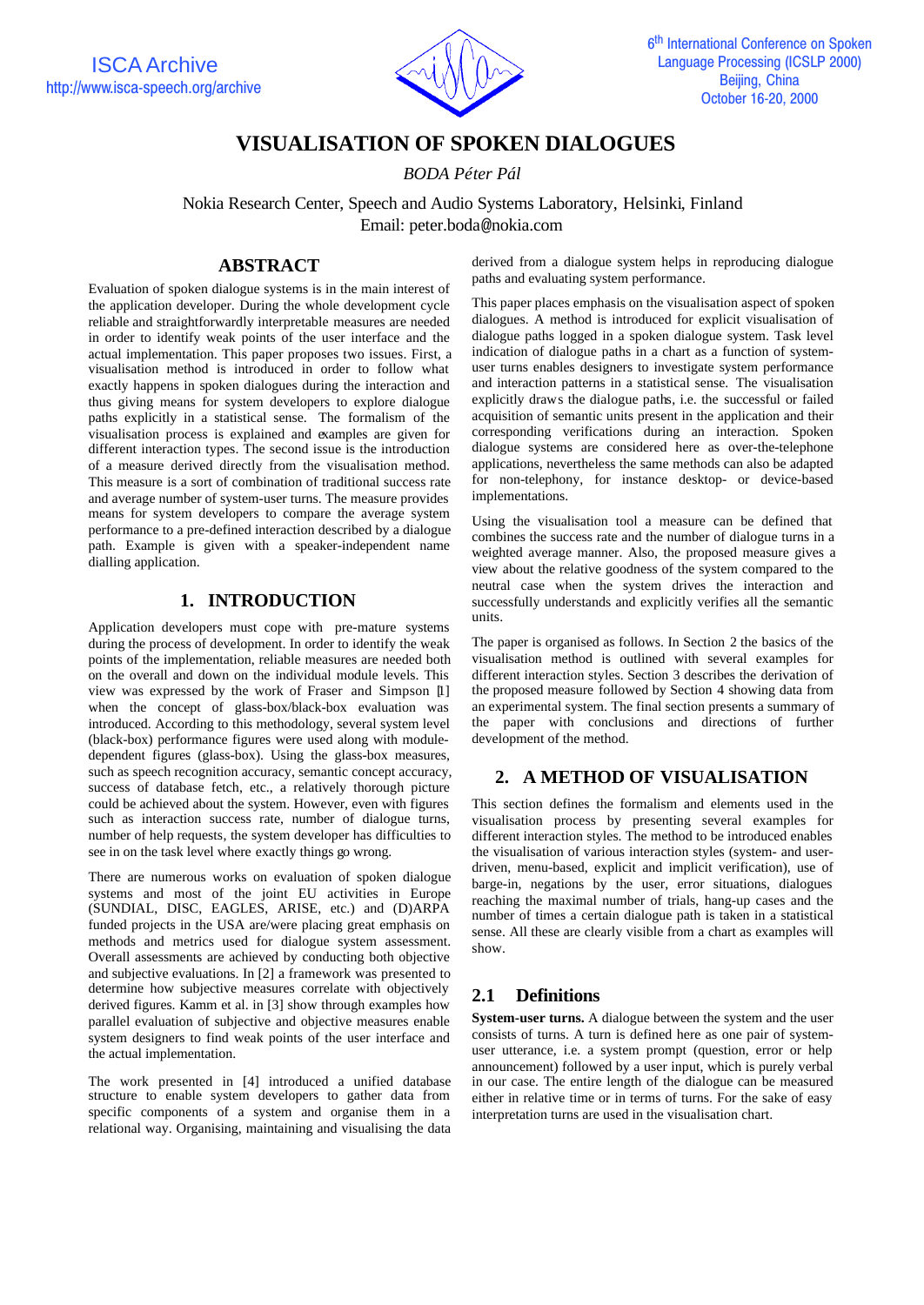# VISUALISATION OF SPOKEN DIALOGUES

*BODA Péter Pál*

Nokia Research Center, Speech and Audio Systems Laboratory, Helsinki, Finland
Email: peter.boda@nokia.com

## ABSTRACT

Evaluation of spoken dialogue systems is in the main interest of the application developer. During the whole development cycle reliable and straightforwardly interpretable measures are needed in order to identify weak points of the user interface and the actual implementation. This paper proposes two issues. First, a visualisation method is introduced in order to follow what exactly happens in spoken dialogues during the interaction and thus giving means for system developers to explore dialogue paths explicitly in a statistical sense. The formalism of the visualisation process is explained and examples are given for different interaction types. The second issue is the introduction of a measure derived directly from the visualisation method. This measure is a sort of combination of traditional success rate and average number of system-user turns. The measure provides means for system developers to compare the average system performance to a pre-defined interaction described by a dialogue path. Example is given with a speaker-independent name dialling application.

## 1. INTRODUCTION

Application developers must cope with pre-mature systems during the process of development. In order to identify the weak points of the implementation, reliable measures are needed both on the overall and down on the individual module levels. This view was expressed by the work of Fraser and Simpson [1] when the concept of glass-box/black-box evaluation was introduced. According to this methodology, several system level (black-box) performance figures were used along with module-dependent figures (glass-box). Using the glass-box measures, such as speech recognition accuracy, semantic concept accuracy, success of database fetch, etc., a relatively thorough picture could be achieved about the system. However, even with figures such as interaction success rate, number of dialogue turns, number of help requests, the system developer has difficulties to see in on the task level where exactly things go wrong.

There are numerous works on evaluation of spoken dialogue systems and most of the joint EU activities in Europe (SUNDIAL, DISC, EAGLES, ARISE, etc.) and (D)ARPA funded projects in the USA are/were placing great emphasis on methods and metrics used for dialogue system assessment. Overall assessments are achieved by conducting both objective and subjective evaluations. In [2] a framework was presented to determine how subjective measures correlate with objectively derived figures. Kamm et al. in [3] show through examples how parallel evaluation of subjective and objective measures enable system designers to find weak points of the user interface and the actual implementation.

The work presented in [4] introduced a unified database structure to enable system developers to gather data from specific components of a system and organise them in a relational way. Organising, maintaining and visualising the data derived from a dialogue system helps in reproducing dialogue paths and evaluating system performance.

This paper places emphasis on the visualisation aspect of spoken dialogues. A method is introduced for explicit visualisation of dialogue paths logged in a spoken dialogue system. Task level indication of dialogue paths in a chart as a function of system-user turns enables designers to investigate system performance and interaction patterns in a statistical sense. The visualisation explicitly draws the dialogue paths, i.e. the successful or failed acquisition of semantic units present in the application and their corresponding verifications during an interaction. Spoken dialogue systems are considered here as over-the-telephone applications, nevertheless the same methods can also be adapted for non-telephony, for instance desktop- or device-based implementations.

Using the visualisation tool a measure can be defined that combines the success rate and the number of dialogue turns in a weighted average manner. Also, the proposed measure gives a view about the relative goodness of the system compared to the neutral case when the system drives the interaction and successfully understands and explicitly verifies all the semantic units.

The paper is organised as follows. In Section 2 the basics of the visualisation method is outlined with several examples for different interaction styles. Section 3 describes the derivation of the proposed measure followed by Section 4 showing data from an experimental system. The final section presents a summary of the paper with conclusions and directions of further development of the method.

## 2. A METHOD OF VISUALISATION

This section defines the formalism and elements used in the visualisation process by presenting several examples for different interaction styles. The method to be introduced enables the visualisation of various interaction styles (system- and user-driven, menu-based, explicit and implicit verification), use of barge-in, negations by the user, error situations, dialogues reaching the maximal number of trials, hang-up cases and the number of times a certain dialogue path is taken in a statistical sense. All these are clearly visible from a chart as examples will show.

### 2.1 Definitions

**System-user turns.** A dialogue between the system and the user consists of turns. A turn is defined here as one pair of system-user utterance, i.e. a system prompt (question, error or help announcement) followed by a user input, which is purely verbal in our case. The entire length of the dialogue can be measured either in relative time or in terms of turns. For the sake of easy interpretation turns are used in the visualisation chart.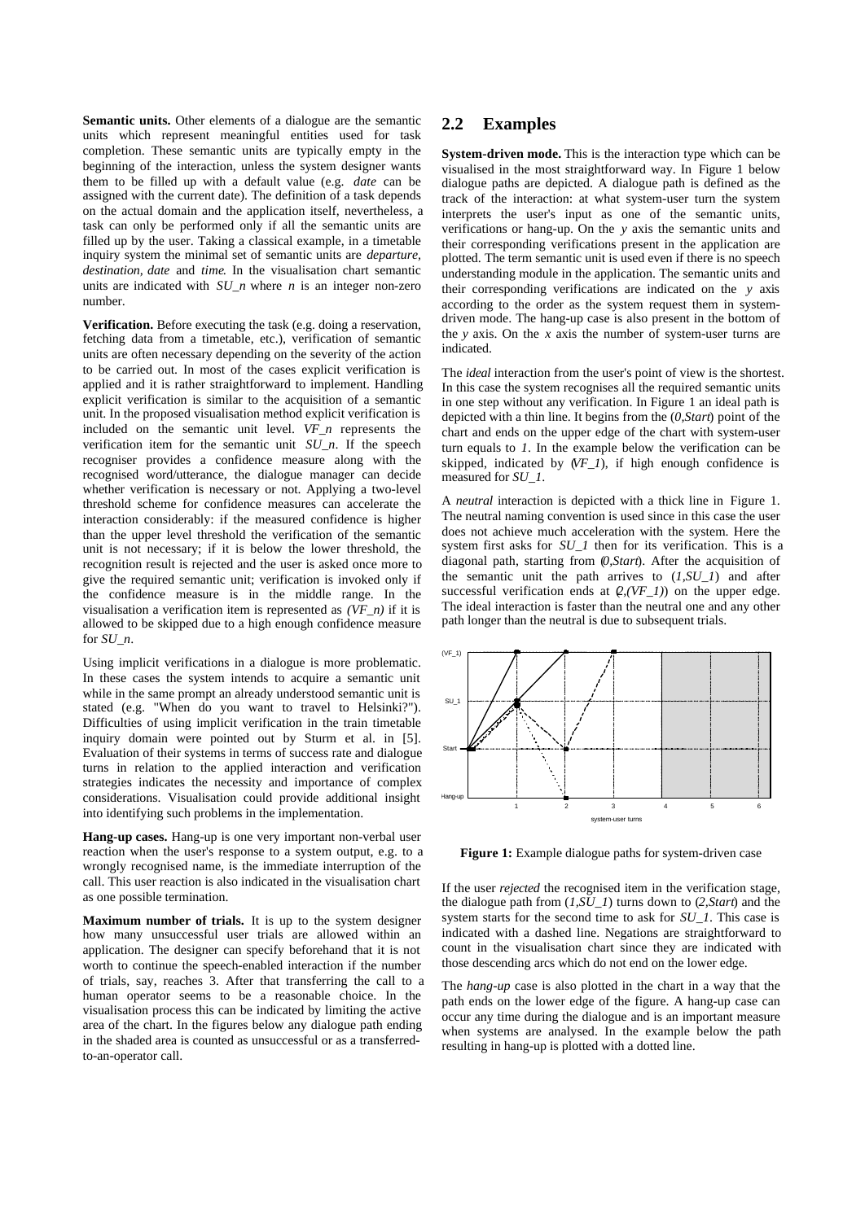**Semantic units.** Other elements of a dialogue are the semantic units which represent meaningful entities used for task completion. These semantic units are typically empty in the beginning of the interaction, unless the system designer wants them to be filled up with a default value (e.g. *date* can be assigned with the current date). The definition of a task depends on the actual domain and the application itself, nevertheless, a task can only be performed only if all the semantic units are filled up by the user. Taking a classical example, in a timetable inquiry system the minimal set of semantic units are *departure*, *destination*, *date* and *time*. In the visualisation chart semantic units are indicated with *SU_n* where *n* is an integer non-zero number.

**Verification.** Before executing the task (e.g. doing a reservation, fetching data from a timetable, etc.), verification of semantic units are often necessary depending on the severity of the action to be carried out. In most of the cases explicit verification is applied and it is rather straightforward to implement. Handling explicit verification is similar to the acquisition of a semantic unit. In the proposed visualisation method explicit verification is included on the semantic unit level. *VF_n* represents the verification item for the semantic unit *SU_n*. If the speech recogniser provides a confidence measure along with the recognised word/utterance, the dialogue manager can decide whether verification is necessary or not. Applying a two-level threshold scheme for confidence measures can accelerate the interaction considerably: if the measured confidence is higher than the upper level threshold the verification of the semantic unit is not necessary; if it is below the lower threshold, the recognition result is rejected and the user is asked once more to give the required semantic unit; verification is invoked only if the confidence measure is in the middle range. In the visualisation a verification item is represented as *(VF_n)* if it is allowed to be skipped due to a high enough confidence measure for *SU_n*.

Using implicit verifications in a dialogue is more problematic. In these cases the system intends to acquire a semantic unit while in the same prompt an already understood semantic unit is stated (e.g. "When do you want to travel to Helsinki?"). Difficulties of using implicit verification in the train timetable inquiry domain were pointed out by Sturm et al. in [5]. Evaluation of their systems in terms of success rate and dialogue turns in relation to the applied interaction and verification strategies indicates the necessity and importance of complex considerations. Visualisation could provide additional insight into identifying such problems in the implementation.

**Hang-up cases.** Hang-up is one very important non-verbal user reaction when the user's response to a system output, e.g. to a wrongly recognised name, is the immediate interruption of the call. This user reaction is also indicated in the visualisation chart as one possible termination.

**Maximum number of trials.** It is up to the system designer how many unsuccessful user trials are allowed within an application. The designer can specify beforehand that it is not worth to continue the speech-enabled interaction if the number of trials, say, reaches 3. After that transferring the call to a human operator seems to be a reasonable choice. In the visualisation process this can be indicated by limiting the active area of the chart. In the figures below any dialogue path ending in the shaded area is counted as unsuccessful or as a transferred-to-an-operator call.

## 2.2 Examples

**System-driven mode.** This is the interaction type which can be visualised in the most straightforward way. In Figure 1 below dialogue paths are depicted. A dialogue path is defined as the track of the interaction: at what system-user turn the system interprets the user's input as one of the semantic units, verifications or hang-up. On the *y* axis the semantic units and their corresponding verifications present in the application are plotted. The term semantic unit is used even if there is no speech understanding module in the application. The semantic units and their corresponding verifications are indicated on the *y* axis according to the order as the system request them in system-driven mode. The hang-up case is also present in the bottom of the *y* axis. On the *x* axis the number of system-user turns are indicated.

The *ideal* interaction from the user's point of view is the shortest. In this case the system recognises all the required semantic units in one step without any verification. In Figure 1 an ideal path is depicted with a thin line. It begins from the (*0,Start*) point of the chart and ends on the upper edge of the chart with system-user turn equals to *1*. In the example below the verification can be skipped, indicated by (*VF_1*), if high enough confidence is measured for *SU_1*.

A *neutral* interaction is depicted with a thick line in Figure 1. The neutral naming convention is used since in this case the user does not achieve much acceleration with the system. Here the system first asks for *SU_1* then for its verification. This is a diagonal path, starting from (*0,Start*). After the acquisition of the semantic unit the path arrives to (*1,SU_1*) and after successful verification ends at (*2,(VF_1)*) on the upper edge. The ideal interaction is faster than the neutral one and any other path longer than the neutral is due to subsequent trials.

**Figure 1:** Example dialogue paths for system-driven case

If the user *rejected* the recognised item in the verification stage, the dialogue path from (*1,SU_1*) turns down to (*2,Start*) and the system starts for the second time to ask for *SU_1*. This case is indicated with a dashed line. Negations are straightforward to count in the visualisation chart since they are indicated with those descending arcs which do not end on the lower edge.

The *hang-up* case is also plotted in the chart in a way that the path ends on the lower edge of the figure. A hang-up case can occur any time during the dialogue and is an important measure when systems are analysed. In the example below the path resulting in hang-up is plotted with a dotted line.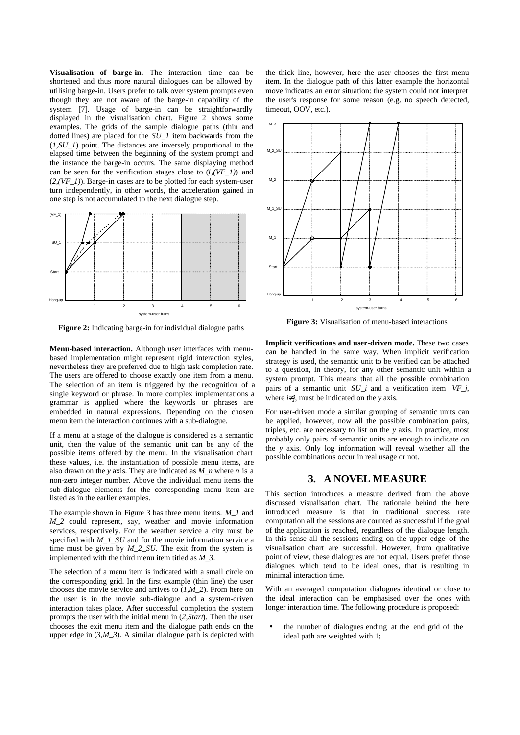**Visualisation of barge-in.** The interaction time can be shortened and thus more natural dialogues can be allowed by utilising barge-in. Users prefer to talk over system prompts even though they are not aware of the barge-in capability of the system [7]. Usage of barge-in can be straightforwardly displayed in the visualisation chart. Figure 2 shows some examples. The grids of the sample dialogue paths (thin and dotted lines) are placed for the *SU_1* item backwards from the (*1,SU_1*) point. The distances are inversely proportional to the elapsed time between the beginning of the system prompt and the instance the barge-in occurs. The same displaying method can be seen for the verification stages close to (*1,(VF_1)*) and (*2,(VF_1)*). Barge-in cases are to be plotted for each system-user turn independently, in other words, the acceleration gained in one step is not accumulated to the next dialogue step.

**Figure 2:** Indicating barge-in for individual dialogue paths

**Menu-based interaction.** Although user interfaces with menu-based implementation might represent rigid interaction styles, nevertheless they are preferred due to high task completion rate. The users are offered to choose exactly one item from a menu. The selection of an item is triggered by the recognition of a single keyword or phrase. In more complex implementations a grammar is applied where the keywords or phrases are embedded in natural expressions. Depending on the chosen menu item the interaction continues with a sub-dialogue.

If a menu at a stage of the dialogue is considered as a semantic unit, then the value of the semantic unit can be any of the possible items offered by the menu. In the visualisation chart these values, i.e. the instantiation of possible menu items, are also drawn on the *y* axis. They are indicated as *M_n* where *n* is a non-zero integer number. Above the individual menu items the sub-dialogue elements for the corresponding menu item are listed as in the earlier examples.

The example shown in Figure 3 has three menu items. *M_1* and *M_2* could represent, say, weather and movie information services, respectively. For the weather service a city must be specified with *M_1_SU* and for the movie information service a time must be given by *M_2_SU*. The exit from the system is implemented with the third menu item titled as *M_3*.

The selection of a menu item is indicated with a small circle on the corresponding grid. In the first example (thin line) the user chooses the movie service and arrives to (*1,M_2*). From here on the user is in the movie sub-dialogue and a system-driven interaction takes place. After successful completion the system prompts the user with the initial menu in (*2,Start*). Then the user chooses the exit menu item and the dialogue path ends on the upper edge in (*3,M_3*). A similar dialogue path is depicted with the thick line, however, here the user chooses the first menu item. In the dialogue path of this latter example the horizontal move indicates an error situation: the system could not interpret the user's response for some reason (e.g. no speech detected, timeout, OOV, etc.).

**Figure 3:** Visualisation of menu-based interactions

**Implicit verifications and user-driven mode.** These two cases can be handled in the same way. When implicit verification strategy is used, the semantic unit to be verified can be attached to a question, in theory, for any other semantic unit within a system prompt. This means that all the possible combination pairs of a semantic unit *SU_i* and a verification item *VF_j*, where $i \neq j$, must be indicated on the *y* axis.

For user-driven mode a similar grouping of semantic units can be applied, however, now all the possible combination pairs, triples, etc. are necessary to list on the *y* axis. In practice, most probably only pairs of semantic units are enough to indicate on the *y* axis. Only log information will reveal whether all the possible combinations occur in real usage or not.

## 3. A NOVEL MEASURE

This section introduces a measure derived from the above discussed visualisation chart. The rationale behind the here introduced measure is that in traditional success rate computation all the sessions are counted as successful if the goal of the application is reached, regardless of the dialogue length. In this sense all the sessions ending on the upper edge of the visualisation chart are successful. However, from qualitative point of view, these dialogues are not equal. Users prefer those dialogues which tend to be ideal ones, that is resulting in minimal interaction time.

With an averaged computation dialogues identical or close to the ideal interaction can be emphasised over the ones with longer interaction time. The following procedure is proposed:

- the number of dialogues ending at the end grid of the ideal path are weighted with 1;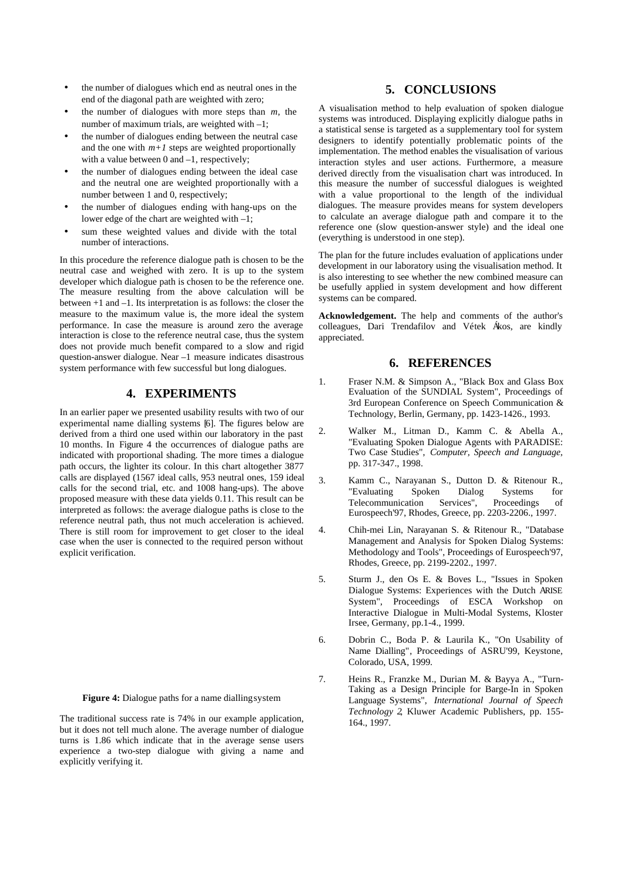- the number of dialogues which end as neutral ones in the end of the diagonal path are weighted with zero;
- the number of dialogues with more steps than $m$, the number of maximum trials, are weighted with –1;
- the number of dialogues ending between the neutral case and the one with $m+1$ steps are weighted proportionally with a value between 0 and –1, respectively;
- the number of dialogues ending between the ideal case and the neutral one are weighted proportionally with a number between 1 and 0, respectively;
- the number of dialogues ending with hang-ups on the lower edge of the chart are weighted with –1;
- sum these weighted values and divide with the total number of interactions.

In this procedure the reference dialogue path is chosen to be the neutral case and weighed with zero. It is up to the system developer which dialogue path is chosen to be the reference one. The measure resulting from the above calculation will be between +1 and –1. Its interpretation is as follows: the closer the measure to the maximum value is, the more ideal the system performance. In case the measure is around zero the average interaction is close to the reference neutral case, thus the system does not provide much benefit compared to a slow and rigid question-answer dialogue. Near –1 measure indicates disastrous system performance with few successful but long dialogues.

## 4. EXPERIMENTS

In an earlier paper we presented usability results with two of our experimental name dialling systems [6]. The figures below are derived from a third one used within our laboratory in the past 10 months. In Figure 4 the occurrences of dialogue paths are indicated with proportional shading. The more times a dialogue path occurs, the lighter its colour. In this chart altogether 3877 calls are displayed (1567 ideal calls, 953 neutral ones, 159 ideal calls for the second trial, etc. and 1008 hang-ups). The above proposed measure with these data yields 0.11. This result can be interpreted as follows: the average dialogue paths is close to the reference neutral path, thus not much acceleration is achieved. There is still room for improvement to get closer to the ideal case when the user is connected to the required person without explicit verification.

**Figure 4:** Dialogue paths for a name dialling system

The traditional success rate is 74% in our example application, but it does not tell much alone. The average number of dialogue turns is 1.86 which indicate that in the average sense users experience a two-step dialogue with giving a name and explicitly verifying it.

## 5. CONCLUSIONS

A visualisation method to help evaluation of spoken dialogue systems was introduced. Displaying explicitly dialogue paths in a statistical sense is targeted as a supplementary tool for system designers to identify potentially problematic points of the implementation. The method enables the visualisation of various interaction styles and user actions. Furthermore, a measure derived directly from the visualisation chart was introduced. In this measure the number of successful dialogues is weighted with a value proportional to the length of the individual dialogues. The measure provides means for system developers to calculate an average dialogue path and compare it to the reference one (slow question-answer style) and the ideal one (everything is understood in one step).

The plan for the future includes evaluation of applications under development in our laboratory using the visualisation method. It is also interesting to see whether the new combined measure can be usefully applied in system development and how different systems can be compared.

**Acknowledgement.** The help and comments of the author's colleagues, Dari Trendafilov and Vétek Ákos, are kindly appreciated.

## 6. REFERENCES

1. Fraser N.M. & Simpson A., "Black Box and Glass Box Evaluation of the SUNDIAL System", Proceedings of 3rd European Conference on Speech Communication & Technology, Berlin, Germany, pp. 1423-1426., 1993.
2. Walker M., Litman D., Kamm C. & Abella A., "Evaluating Spoken Dialogue Agents with PARADISE: Two Case Studies", *Computer, Speech and Language*, pp. 317-347., 1998.
3. Kamm C., Narayanan S., Dutton D. & Ritenour R., "Evaluating Spoken Dialog Systems for Telecommunication Services", Proceedings of Eurospeech'97, Rhodes, Greece, pp. 2203-2206., 1997.
4. Chih-mei Lin, Narayanan S. & Ritenour R., "Database Management and Analysis for Spoken Dialog Systems: Methodology and Tools", Proceedings of Eurospeech'97, Rhodes, Greece, pp. 2199-2202., 1997.
5. Sturm J., den Os E. & Boves L., "Issues in Spoken Dialogue Systems: Experiences with the Dutch ARISE System", Proceedings of ESCA Workshop on Interactive Dialogue in Multi-Modal Systems, Kloster Irsee, Germany, pp.1-4., 1999.
6. Dobrin C., Boda P. & Laurila K., "On Usability of Name Dialling", Proceedings of ASRU'99, Keystone, Colorado, USA, 1999.
7. Heins R., Franzke M., Durian M. & Bayya A., "Turn-Taking as a Design Principle for Barge-In in Spoken Language Systems", *International Journal of Speech Technology 2*, Kluwer Academic Publishers, pp. 155-164., 1997.